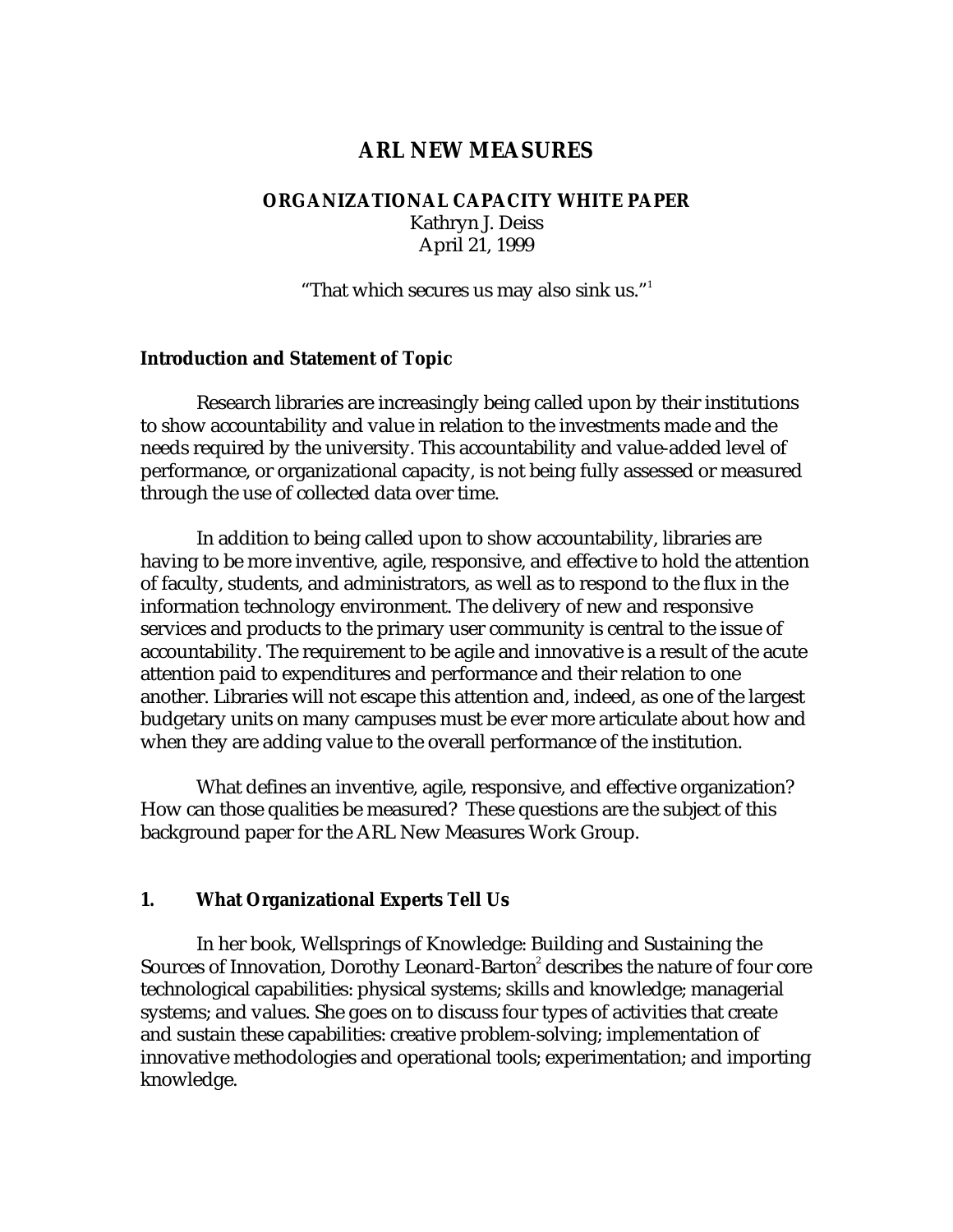# ARL NEW MEASURES

## ORGANIZATIONAL CAPACITY WHITE PAPER

Kathryn J. Deiss
April 21, 1999

"That which secures us may also sink us."[1]

### Introduction and Statement of Topic

Research libraries are increasingly being called upon by their institutions to show accountability and value in relation to the investments made and the needs required by the university. This accountability and value-added level of performance, or organizational capacity, is not being fully assessed or measured through the use of collected data over time.

In addition to being called upon to show accountability, libraries are having to be more inventive, agile, responsive, and effective to hold the attention of faculty, students, and administrators, as well as to respond to the flux in the information technology environment. The delivery of new and responsive services and products to the primary user community is central to the issue of accountability. The requirement to be agile and innovative is a result of the acute attention paid to expenditures and performance and their relation to one another. Libraries will not escape this attention and, indeed, as one of the largest budgetary units on many campuses must be ever more articulate about how and when they are adding value to the overall performance of the institution.

What defines an inventive, agile, responsive, and effective organization? How can those qualities be measured? These questions are the subject of this background paper for the ARL New Measures Work Group.

### 1. What Organizational Experts Tell Us

In her book, Wellsprings of Knowledge: Building and Sustaining the Sources of Innovation, Dorothy Leonard-Barton[2] describes the nature of four core technological capabilities: physical systems; skills and knowledge; managerial systems; and values. She goes on to discuss four types of activities that create and sustain these capabilities: creative problem-solving; implementation of innovative methodologies and operational tools; experimentation; and importing knowledge.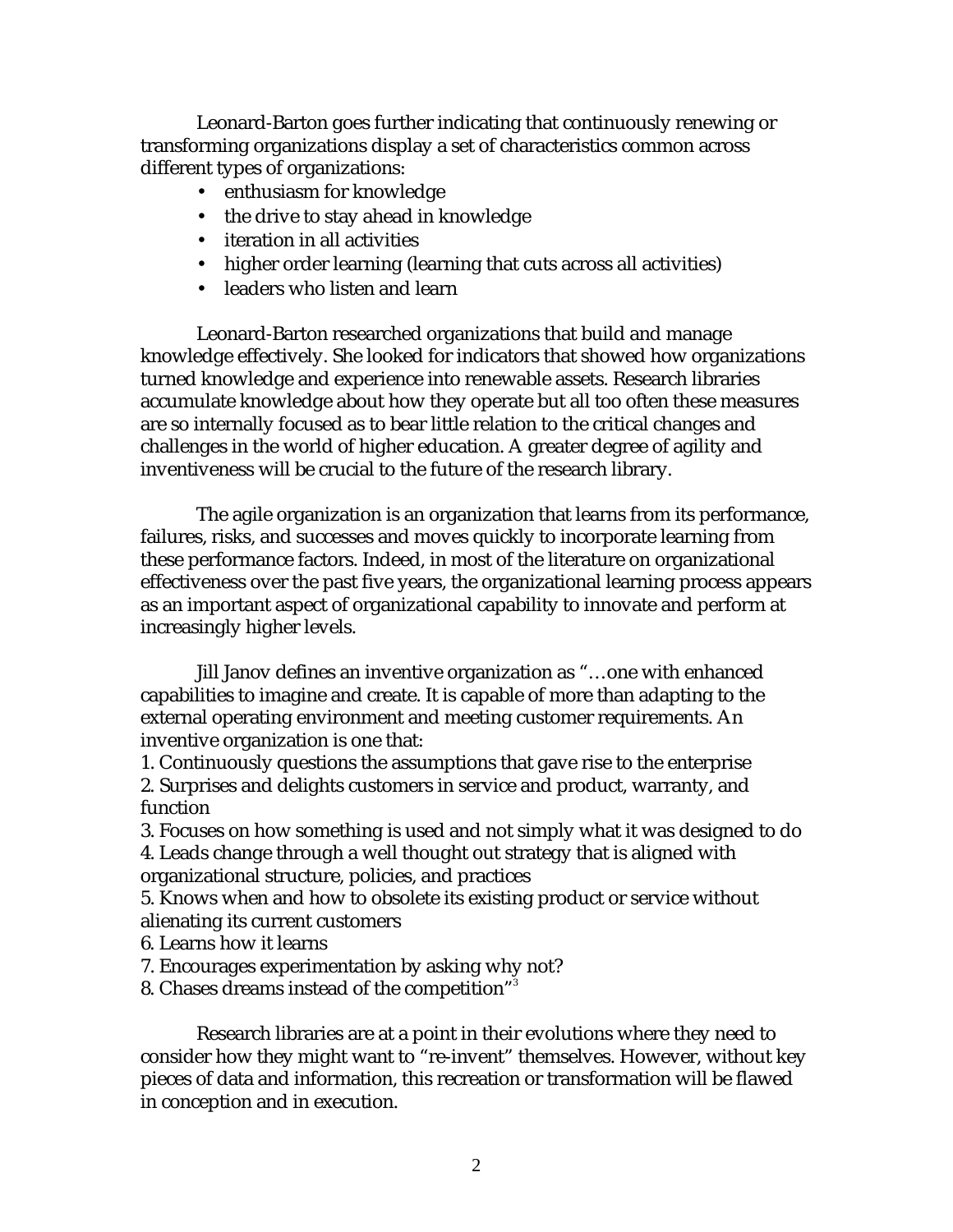Leonard-Barton goes further indicating that continuously renewing or transforming organizations display a set of characteristics common across different types of organizations:

- enthusiasm for knowledge
- the drive to stay ahead in knowledge
- iteration in all activities
- higher order learning (learning that cuts across all activities)
- leaders who listen and learn

Leonard-Barton researched organizations that build and manage knowledge effectively. She looked for indicators that showed how organizations turned knowledge and experience into renewable assets. Research libraries accumulate knowledge about how they operate but all too often these measures are so internally focused as to bear little relation to the critical changes and challenges in the world of higher education. A greater degree of agility and inventiveness will be crucial to the future of the research library.

The agile organization is an organization that learns from its performance, failures, risks, and successes and moves quickly to incorporate learning from these performance factors. Indeed, in most of the literature on organizational effectiveness over the past five years, the organizational learning process appears as an important aspect of organizational capability to innovate and perform at increasingly higher levels.

Jill Janov defines an inventive organization as "…one with enhanced capabilities to imagine and create. It is capable of more than adapting to the external operating environment and meeting customer requirements. An inventive organization is one that:

1. Continuously questions the assumptions that gave rise to the enterprise
2. Surprises and delights customers in service and product, warranty, and function
3. Focuses on how something is used and not simply what it was designed to do
4. Leads change through a well thought out strategy that is aligned with organizational structure, policies, and practices
5. Knows when and how to obsolete its existing product or service without alienating its current customers
6. Learns how it learns
7. Encourages experimentation by asking why not?
8. Chases dreams instead of the competition"[3]

Research libraries are at a point in their evolutions where they need to consider how they might want to "re-invent" themselves. However, without key pieces of data and information, this recreation or transformation will be flawed in conception and in execution.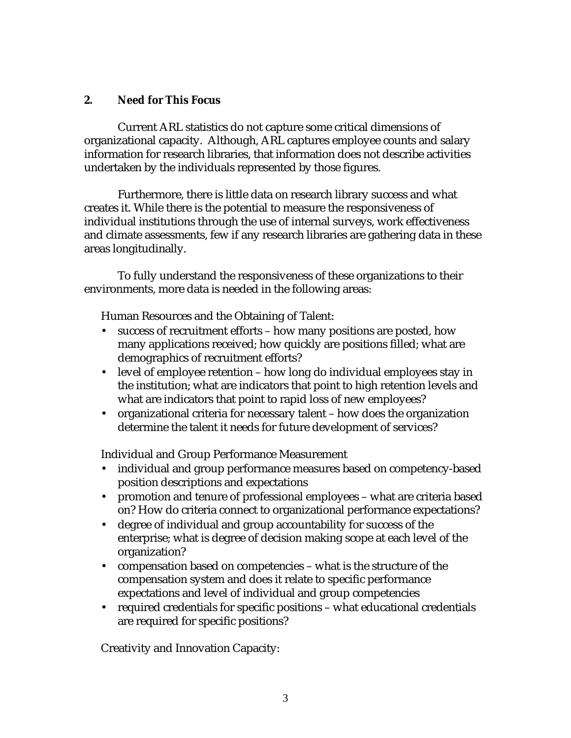## 2. Need for This Focus

Current ARL statistics do not capture some critical dimensions of organizational capacity. Although, ARL captures employee counts and salary information for research libraries, that information does not describe activities undertaken by the individuals represented by those figures.

Furthermore, there is little data on research library success and what creates it. While there is the potential to measure the responsiveness of individual institutions through the use of internal surveys, work effectiveness and climate assessments, few if any research libraries are gathering data in these areas longitudinally.

To fully understand the responsiveness of these organizations to their environments, more data is needed in the following areas:

Human Resources and the Obtaining of Talent:

- success of recruitment efforts – how many positions are posted, how many applications received; how quickly are positions filled; what are demographics of recruitment efforts?
- level of employee retention – how long do individual employees stay in the institution; what are indicators that point to high retention levels and what are indicators that point to rapid loss of new employees?
- organizational criteria for necessary talent – how does the organization determine the talent it needs for future development of services?

Individual and Group Performance Measurement

- individual and group performance measures based on competency-based position descriptions and expectations
- promotion and tenure of professional employees – what are criteria based on? How do criteria connect to organizational performance expectations?
- degree of individual and group accountability for success of the enterprise; what is degree of decision making scope at each level of the organization?
- compensation based on competencies – what is the structure of the compensation system and does it relate to specific performance expectations and level of individual and group competencies
- required credentials for specific positions – what educational credentials are required for specific positions?

Creativity and Innovation Capacity: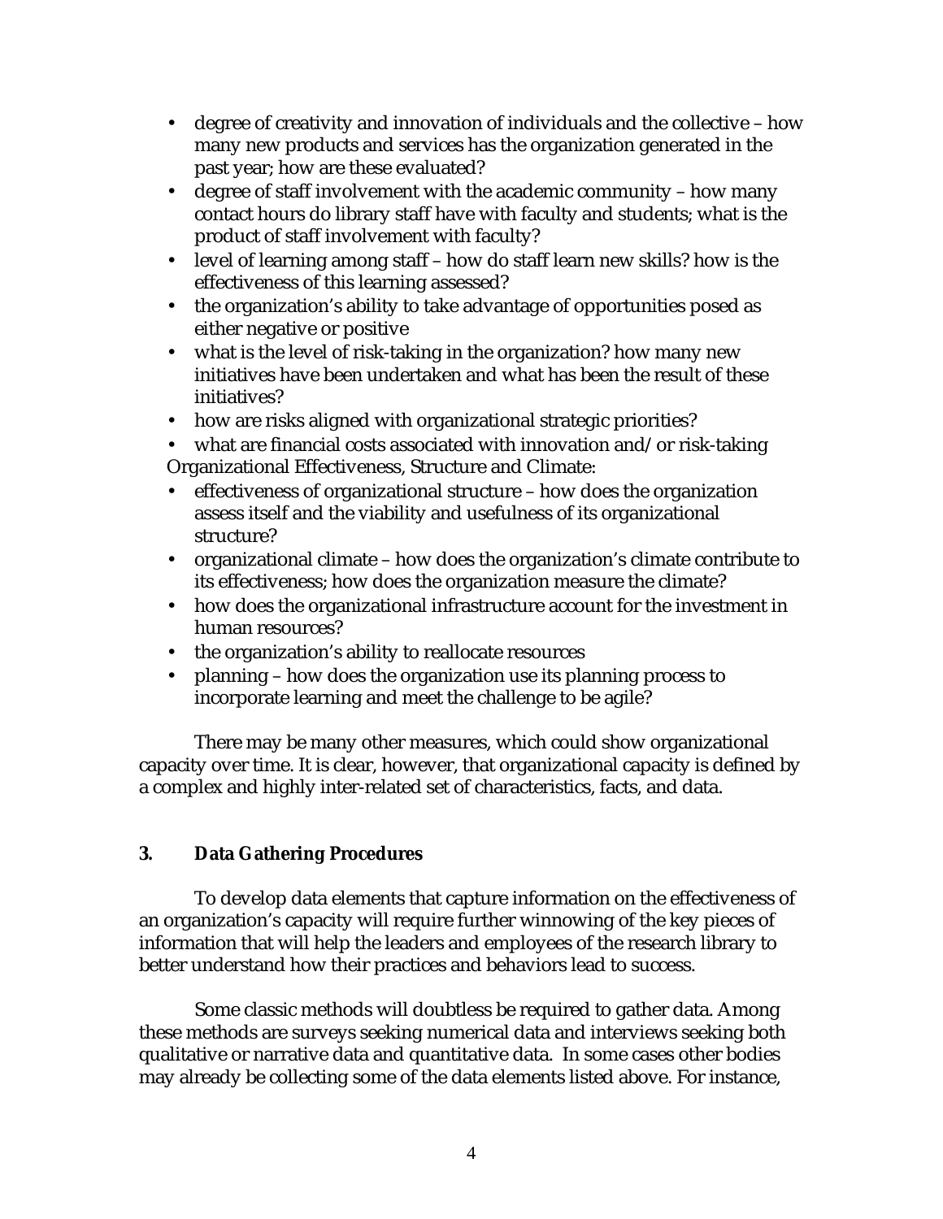- degree of creativity and innovation of individuals and the collective – how many new products and services has the organization generated in the past year; how are these evaluated?
- degree of staff involvement with the academic community – how many contact hours do library staff have with faculty and students; what is the product of staff involvement with faculty?
- level of learning among staff – how do staff learn new skills? how is the effectiveness of this learning assessed?
- the organization's ability to take advantage of opportunities posed as either negative or positive
- what is the level of risk-taking in the organization? how many new initiatives have been undertaken and what has been the result of these initiatives?
- how are risks aligned with organizational strategic priorities?
- what are financial costs associated with innovation and/or risk-taking

Organizational Effectiveness, Structure and Climate:

- effectiveness of organizational structure – how does the organization assess itself and the viability and usefulness of its organizational structure?
- organizational climate – how does the organization's climate contribute to its effectiveness; how does the organization measure the climate?
- how does the organizational infrastructure account for the investment in human resources?
- the organization's ability to reallocate resources
- planning – how does the organization use its planning process to incorporate learning and meet the challenge to be agile?

There may be many other measures, which could show organizational capacity over time. It is clear, however, that organizational capacity is defined by a complex and highly inter-related set of characteristics, facts, and data.

## 3. Data Gathering Procedures

To develop data elements that capture information on the effectiveness of an organization's capacity will require further winnowing of the key pieces of information that will help the leaders and employees of the research library to better understand how their practices and behaviors lead to success.

Some classic methods will doubtless be required to gather data. Among these methods are surveys seeking numerical data and interviews seeking both qualitative or narrative data and quantitative data. In some cases other bodies may already be collecting some of the data elements listed above. For instance,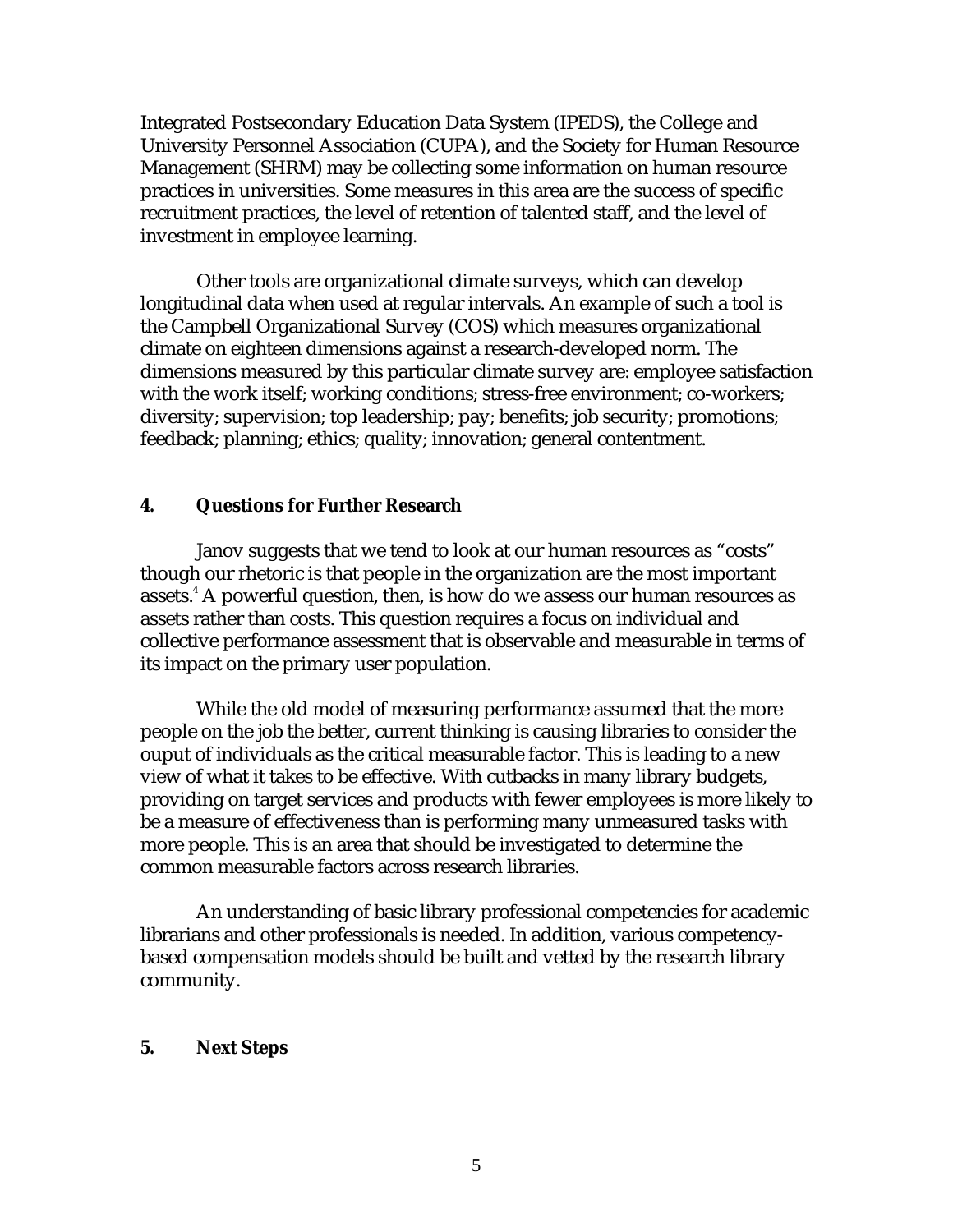Integrated Postsecondary Education Data System (IPEDS), the College and University Personnel Association (CUPA), and the Society for Human Resource Management (SHRM) may be collecting some information on human resource practices in universities. Some measures in this area are the success of specific recruitment practices, the level of retention of talented staff, and the level of investment in employee learning.

Other tools are organizational climate surveys, which can develop longitudinal data when used at regular intervals. An example of such a tool is the Campbell Organizational Survey (COS) which measures organizational climate on eighteen dimensions against a research-developed norm. The dimensions measured by this particular climate survey are: employee satisfaction with the work itself; working conditions; stress-free environment; co-workers; diversity; supervision; top leadership; pay; benefits; job security; promotions; feedback; planning; ethics; quality; innovation; general contentment.

## 4. Questions for Further Research

Janov suggests that we tend to look at our human resources as "costs" though our rhetoric is that people in the organization are the most important assets.[4] A powerful question, then, is how do we assess our human resources as assets rather than costs. This question requires a focus on individual and collective performance assessment that is observable and measurable in terms of its impact on the primary user population.

While the old model of measuring performance assumed that the more people on the job the better, current thinking is causing libraries to consider the ouput of individuals as the critical measurable factor. This is leading to a new view of what it takes to be effective. With cutbacks in many library budgets, providing on target services and products with fewer employees is more likely to be a measure of effectiveness than is performing many unmeasured tasks with more people. This is an area that should be investigated to determine the common measurable factors across research libraries.

An understanding of basic library professional competencies for academic librarians and other professionals is needed. In addition, various competency-based compensation models should be built and vetted by the research library community.

## 5. Next Steps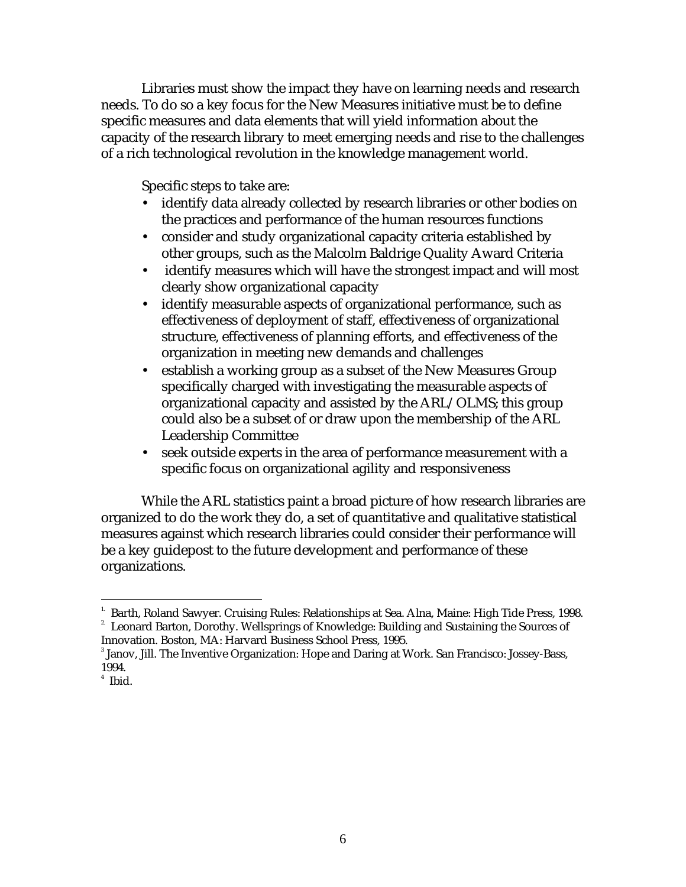Libraries must show the impact they have on learning needs and research needs. To do so a key focus for the New Measures initiative must be to define specific measures and data elements that will yield information about the capacity of the research library to meet emerging needs and rise to the challenges of a rich technological revolution in the knowledge management world.

Specific steps to take are:

- identify data already collected by research libraries or other bodies on the practices and performance of the human resources functions
- consider and study organizational capacity criteria established by other groups, such as the Malcolm Baldrige Quality Award Criteria
- identify measures which will have the strongest impact and will most clearly show organizational capacity
- identify measurable aspects of organizational performance, such as effectiveness of deployment of staff, effectiveness of organizational structure, effectiveness of planning efforts, and effectiveness of the organization in meeting new demands and challenges
- establish a working group as a subset of the New Measures Group specifically charged with investigating the measurable aspects of organizational capacity and assisted by the ARL/OLMS; this group could also be a subset of or draw upon the membership of the ARL Leadership Committee
- seek outside experts in the area of performance measurement with a specific focus on organizational agility and responsiveness

While the ARL statistics paint a broad picture of how research libraries are organized to do the work they do, a set of quantitative and qualitative statistical measures against which research libraries could consider their performance will be a key guidepost to the future development and performance of these organizations.

---

[1] Barth, Roland Sawyer. Cruising Rules: Relationships at Sea. Alna, Maine: High Tide Press, 1998.

[2] Leonard Barton, Dorothy. Wellsprings of Knowledge: Building and Sustaining the Sources of Innovation. Boston, MA: Harvard Business School Press, 1995.

[3] Janov, Jill. The Inventive Organization: Hope and Daring at Work. San Francisco: Jossey-Bass, 1994.

[4] Ibid.